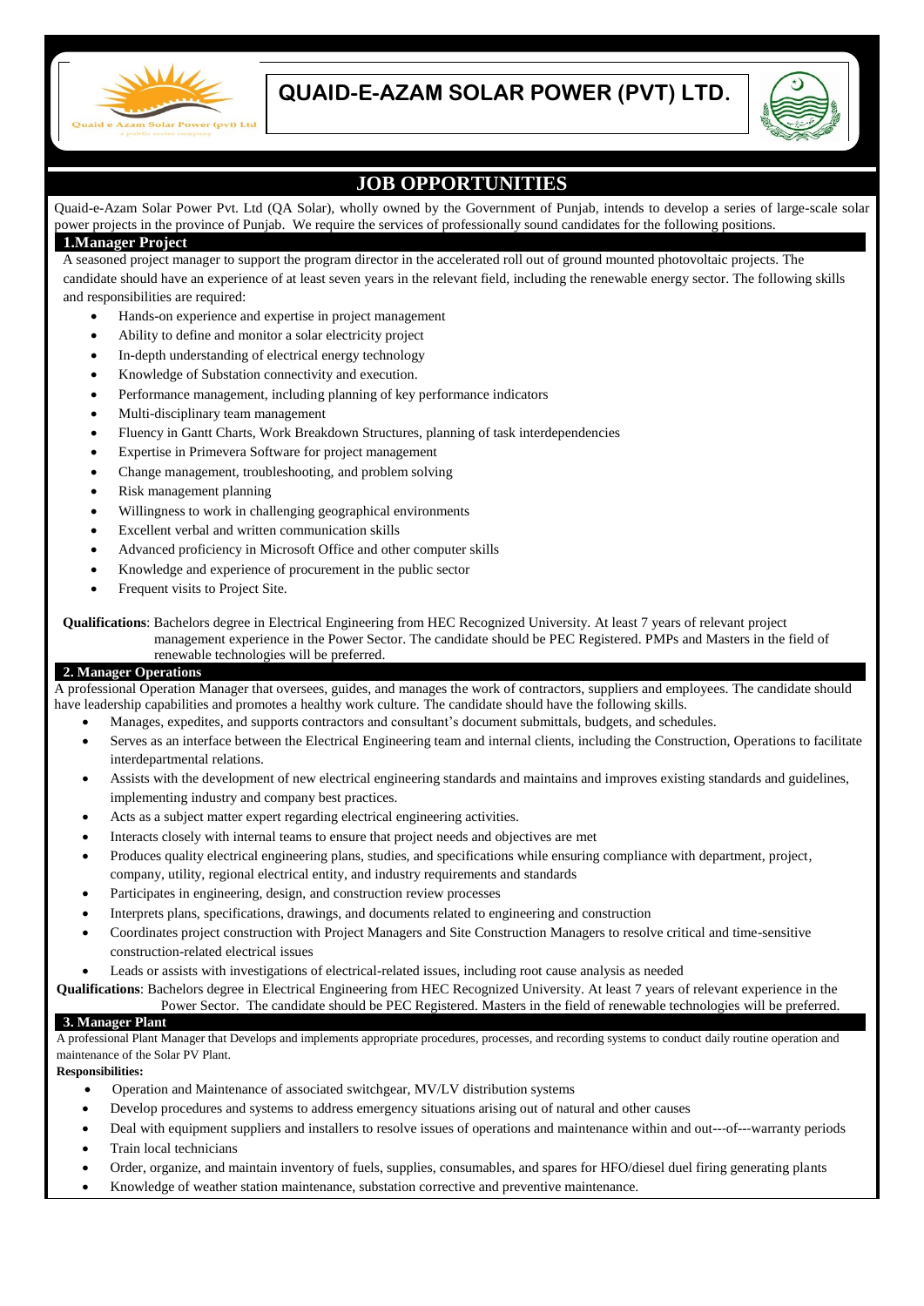# QUAID-E-AZAM SOLAR POWER (PVT) LTD.

## JOB OPPORTUNITIES

Quaid-e-Azam Solar Power Pvt. Ltd (QA Solar), wholly owned by the Government of Punjab, intends to develop a series of large-scale solar power projects in the province of Punjab. We require the services of professionally sound candidates for the following positions.

### 1.Manager Project

A seasoned project manager to support the program director in the accelerated roll out of ground mounted photovoltaic projects. The candidate should have an experience of at least seven years in the relevant field, including the renewable energy sector. The following skills and responsibilities are required:

- Hands-on experience and expertise in project management
- Ability to define and monitor a solar electricity project
- In-depth understanding of electrical energy technology
- Knowledge of Substation connectivity and execution.
- Performance management, including planning of key performance indicators
- Multi-disciplinary team management
- Fluency in Gantt Charts, Work Breakdown Structures, planning of task interdependencies
- Expertise in Primevera Software for project management
- Change management, troubleshooting, and problem solving
- Risk management planning
- Willingness to work in challenging geographical environments
- Excellent verbal and written communication skills
- Advanced proficiency in Microsoft Office and other computer skills
- Knowledge and experience of procurement in the public sector
- Frequent visits to Project Site.

**Qualifications**: Bachelors degree in Electrical Engineering from HEC Recognized University. At least 7 years of relevant project management experience in the Power Sector. The candidate should be PEC Registered. PMPs and Masters in the field of renewable technologies will be preferred.

### 2. Manager Operations

A professional Operation Manager that oversees, guides, and manages the work of contractors, suppliers and employees. The candidate should have leadership capabilities and promotes a healthy work culture. The candidate should have the following skills.

- Manages, expedites, and supports contractors and consultant's document submittals, budgets, and schedules.
- Serves as an interface between the Electrical Engineering team and internal clients, including the Construction, Operations to facilitate interdepartmental relations.
- Assists with the development of new electrical engineering standards and maintains and improves existing standards and guidelines, implementing industry and company best practices.
- Acts as a subject matter expert regarding electrical engineering activities.
- Interacts closely with internal teams to ensure that project needs and objectives are met
- Produces quality electrical engineering plans, studies, and specifications while ensuring compliance with department, project, company, utility, regional electrical entity, and industry requirements and standards
- Participates in engineering, design, and construction review processes
- Interprets plans, specifications, drawings, and documents related to engineering and construction
- Coordinates project construction with Project Managers and Site Construction Managers to resolve critical and time-sensitive construction-related electrical issues
- Leads or assists with investigations of electrical-related issues, including root cause analysis as needed

**Qualifications**: Bachelors degree in Electrical Engineering from HEC Recognized University. At least 7 years of relevant experience in the Power Sector. The candidate should be PEC Registered. Masters in the field of renewable technologies will be preferred.

### 3. Manager Plant

A professional Plant Manager that Develops and implements appropriate procedures, processes, and recording systems to conduct daily routine operation and maintenance of the Solar PV Plant.

**Responsibilities:**

- Operation and Maintenance of associated switchgear, MV/LV distribution systems
- Develop procedures and systems to address emergency situations arising out of natural and other causes
- Deal with equipment suppliers and installers to resolve issues of operations and maintenance within and out---of---warranty periods
- Train local technicians
- Order, organize, and maintain inventory of fuels, supplies, consumables, and spares for HFO/diesel duel firing generating plants
- Knowledge of weather station maintenance, substation corrective and preventive maintenance.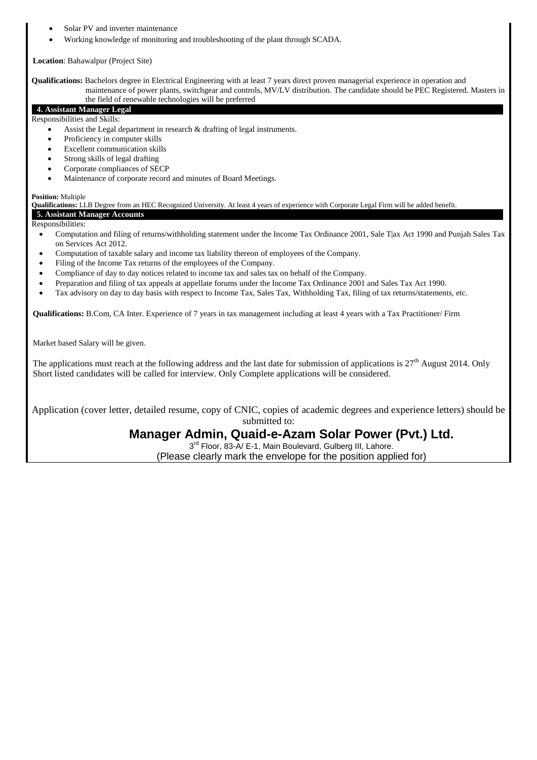- Solar PV and inverter maintenance
- Working knowledge of monitoring and troubleshooting of the plant through SCADA.

**Location**: Bahawalpur (Project Site)

**Qualifications:** Bachelors degree in Electrical Engineering with at least 7 years direct proven managerial experience in operation and maintenance of power plants, switchgear and controls, MV/LV distribution. The candidate should be PEC Registered. Masters in the field of renewable technologies will be preferred

### 4. Assistant Manager Legal

Responsibilities and Skills:

- Assist the Legal department in research & drafting of legal instruments.
- Proficiency in computer skills
- Excellent communication skills
- Strong skills of legal drafting
- Corporate compliances of SECP
- Maintenance of corporate record and minutes of Board Meetings.

**Position:** Multiple

**Qualifications:** LLB Degree from an HEC Recognized University. At least 4 years of experience with Corporate Legal Firm will be added benefit.

### 5. Assistant Manager Accounts

Responsibilities:

- Computation and filing of returns/withholding statement under the Income Tax Ordinance 2001, Sale T|ax Act 1990 and Punjab Sales Tax on Services Act 2012.
- Computation of taxable salary and income tax liability thereon of employees of the Company.
- Filing of the Income Tax returns of the employees of the Company.
- Compliance of day to day notices related to income tax and sales tax on behalf of the Company.
- Preparation and filing of tax appeals at appellate forums under the Income Tax Ordinance 2001 and Sales Tax Act 1990.
- Tax advisory on day to day basis with respect to Income Tax, Sales Tax, Withholding Tax, filing of tax returns/statements, etc.

**Qualifications:** B.Com, CA Inter. Experience of 7 years in tax management including at least 4 years with a Tax Practitioner/ Firm

Market based Salary will be given.

The applications must reach at the following address and the last date for submission of applications is 27th August 2014. Only Short listed candidates will be called for interview. Only Complete applications will be considered.

Application (cover letter, detailed resume, copy of CNIC, copies of academic degrees and experience letters) should be submitted to:

## Manager Admin, Quaid-e-Azam Solar Power (Pvt.) Ltd.

3rd Floor, 83-A/ E-1, Main Boulevard, Gulberg III, Lahore.

(Please clearly mark the envelope for the position applied for)